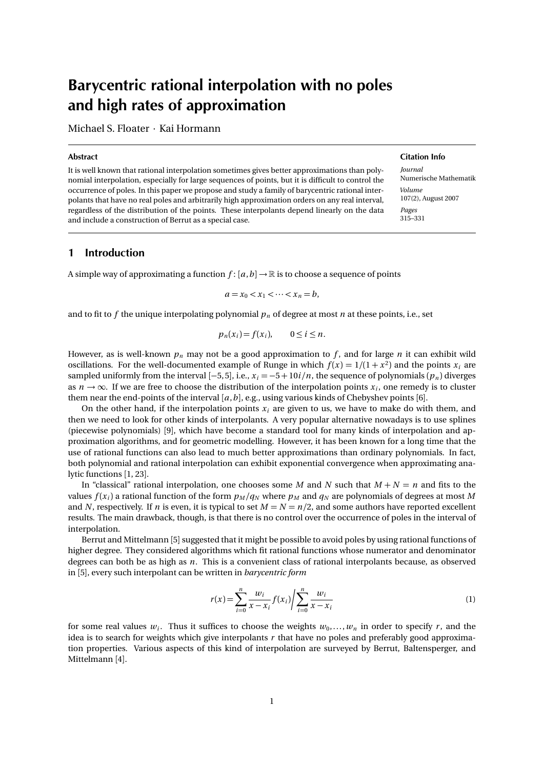# Barycentric rational interpolation with no poles and high rates of approximation

Michael S. Floater · Kai Hormann

**Abstract**

It is well known that rational interpolation sometimes gives better approximations than polynomial interpolation, especially for large sequences of points, but it is difficult to control the occurrence of poles. In this paper we propose and study a family of barycentric rational interpolants that have no real poles and arbitrarily high approximation orders on any real interval, regardless of the distribution of the points. These interpolants depend linearly on the data and include a construction of Berrut as a special case.

**Citation Info**

*Journal*
Numerische Mathematik

*Volume*
107(2), August 2007

*Pages*
315–331

## 1 Introduction

A simple way of approximating a function $f\colon [a,b] \to \mathbb{R}$ is to choose a sequence of points

$$a = x_0 < x_1 < \cdots < x_n = b,$$

and to fit to $f$ the unique interpolating polynomial $p_n$ of degree at most $n$ at these points, i.e., set

$$p_n(x_i) = f(x_i), \qquad 0 \le i \le n.$$

However, as is well-known $p_n$ may not be a good approximation to $f$, and for large $n$ it can exhibit wild oscillations. For the well-documented example of Runge in which $f(x) = 1/(1+x^2)$ and the points $x_i$ are sampled uniformly from the interval $[-5,5]$, i.e., $x_i = -5 + 10i/n$, the sequence of polynomials $(p_n)$ diverges as $n \to \infty$. If we are free to choose the distribution of the interpolation points $x_i$, one remedy is to cluster them near the end-points of the interval $[a,b]$, e.g., using various kinds of Chebyshev points [6].

On the other hand, if the interpolation points $x_i$ are given to us, we have to make do with them, and then we need to look for other kinds of interpolants. A very popular alternative nowadays is to use splines (piecewise polynomials) [9], which have become a standard tool for many kinds of interpolation and approximation algorithms, and for geometric modelling. However, it has been known for a long time that the use of rational functions can also lead to much better approximations than ordinary polynomials. In fact, both polynomial and rational interpolation can exhibit exponential convergence when approximating analytic functions [1, 23].

In "classical" rational interpolation, one chooses some $M$ and $N$ such that $M + N = n$ and fits to the values $f(x_i)$ a rational function of the form $p_M/q_N$ where $p_M$ and $q_N$ are polynomials of degrees at most $M$ and $N$, respectively. If $n$ is even, it is typical to set $M = N = n/2$, and some authors have reported excellent results. The main drawback, though, is that there is no control over the occurrence of poles in the interval of interpolation.

Berrut and Mittelmann [5] suggested that it might be possible to avoid poles by using rational functions of higher degree. They considered algorithms which fit rational functions whose numerator and denominator degrees can both be as high as $n$. This is a convenient class of rational interpolants because, as observed in [5], every such interpolant can be written in *barycentric form*

$$r(x) = \sum_{i=0}^{n} \frac{w_i}{x - x_i} f(x_i) \bigg/ \sum_{i=0}^{n} \frac{w_i}{x - x_i} \tag{1}$$

for some real values $w_i$. Thus it suffices to choose the weights $w_0, \ldots, w_n$ in order to specify $r$, and the idea is to search for weights which give interpolants $r$ that have no poles and preferably good approximation properties. Various aspects of this kind of interpolation are surveyed by Berrut, Baltensperger, and Mittelmann [4].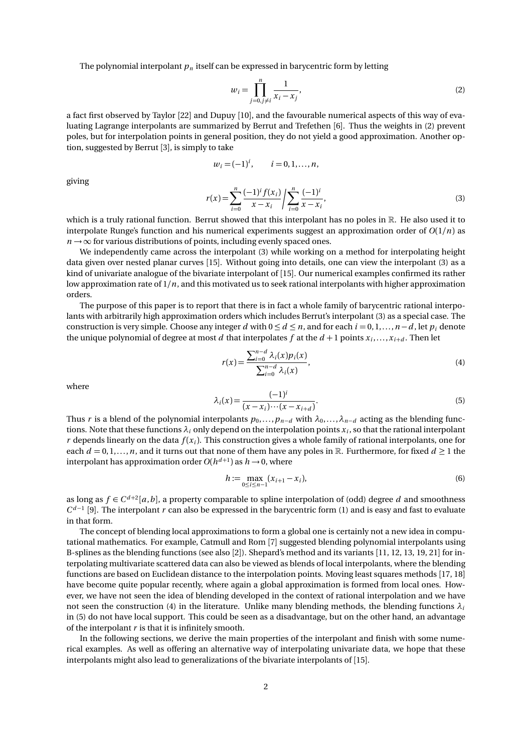The polynomial interpolant $p_n$ itself can be expressed in barycentric form by letting

$$w_i = \prod_{j=0, j\neq i}^{n} \frac{1}{x_i - x_j}, \tag{2}$$

a fact first observed by Taylor [22] and Dupuy [10], and the favourable numerical aspects of this way of evaluating Lagrange interpolants are summarized by Berrut and Trefethen [6]. Thus the weights in (2) prevent poles, but for interpolation points in general position, they do not yield a good approximation. Another option, suggested by Berrut [3], is simply to take

$$w_i = (-1)^i, \qquad i = 0, 1, \ldots, n,$$

giving

$$r(x) = \sum_{i=0}^{n} \frac{(-1)^i f(x_i)}{x - x_i} \Bigg/ \sum_{i=0}^{n} \frac{(-1)^i}{x - x_i}, \tag{3}$$

which is a truly rational function. Berrut showed that this interpolant has no poles in $\mathbb{R}$. He also used it to interpolate Runge's function and his numerical experiments suggest an approximation order of $O(1/n)$ as $n \to \infty$ for various distributions of points, including evenly spaced ones.

We independently came across the interpolant (3) while working on a method for interpolating height data given over nested planar curves [15]. Without going into details, one can view the interpolant (3) as a kind of univariate analogue of the bivariate interpolant of [15]. Our numerical examples confirmed its rather low approximation rate of $1/n$, and this motivated us to seek rational interpolants with higher approximation orders.

The purpose of this paper is to report that there is in fact a whole family of barycentric rational interpolants with arbitrarily high approximation orders which includes Berrut's interpolant (3) as a special case. The construction is very simple. Choose any integer $d$ with $0 \leq d \leq n$, and for each $i = 0, 1, \ldots, n-d$, let $p_i$ denote the unique polynomial of degree at most $d$ that interpolates $f$ at the $d+1$ points $x_i, \ldots, x_{i+d}$. Then let

$$r(x) = \frac{\sum_{i=0}^{n-d} \lambda_i(x) p_i(x)}{\sum_{i=0}^{n-d} \lambda_i(x)}, \tag{4}$$

where

$$\lambda_i(x) = \frac{(-1)^i}{(x - x_i) \cdots (x - x_{i+d})}. \tag{5}$$

Thus $r$ is a blend of the polynomial interpolants $p_0, \ldots, p_{n-d}$ with $\lambda_0, \ldots, \lambda_{n-d}$ acting as the blending functions. Note that these functions $\lambda_i$ only depend on the interpolation points $x_i$, so that the rational interpolant $r$ depends linearly on the data $f(x_i)$. This construction gives a whole family of rational interpolants, one for each $d = 0, 1, \ldots, n$, and it turns out that none of them have any poles in $\mathbb{R}$. Furthermore, for fixed $d \geq 1$ the interpolant has approximation order $O(h^{d+1})$ as $h \to 0$, where

$$h := \max_{0 \leq i \leq n-1} (x_{i+1} - x_i), \tag{6}$$

as long as $f \in C^{d+2}[a, b]$, a property comparable to spline interpolation of (odd) degree $d$ and smoothness $C^{d-1}$ [9]. The interpolant $r$ can also be expressed in the barycentric form (1) and is easy and fast to evaluate in that form.

The concept of blending local approximations to form a global one is certainly not a new idea in computational mathematics. For example, Catmull and Rom [7] suggested blending polynomial interpolants using B-splines as the blending functions (see also [2]). Shepard's method and its variants [11, 12, 13, 19, 21] for interpolating multivariate scattered data can also be viewed as blends of local interpolants, where the blending functions are based on Euclidean distance to the interpolation points. Moving least squares methods [17, 18] have become quite popular recently, where again a global approximation is formed from local ones. However, we have not seen the idea of blending developed in the context of rational interpolation and we have not seen the construction (4) in the literature. Unlike many blending methods, the blending functions $\lambda_i$ in (5) do not have local support. This could be seen as a disadvantage, but on the other hand, an advantage of the interpolant $r$ is that it is infinitely smooth.

In the following sections, we derive the main properties of the interpolant and finish with some numerical examples. As well as offering an alternative way of interpolating univariate data, we hope that these interpolants might also lead to generalizations of the bivariate interpolants of [15].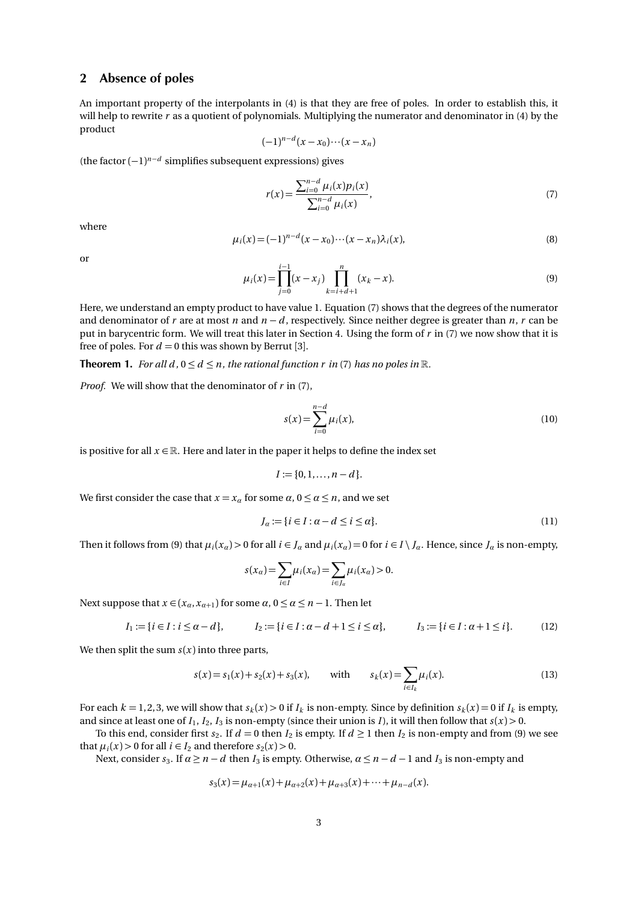## 2 Absence of poles

An important property of the interpolants in (4) is that they are free of poles. In order to establish this, it will help to rewrite $r$ as a quotient of polynomials. Multiplying the numerator and denominator in (4) by the product

$$(-1)^{n-d}(x-x_0)\cdots(x-x_n)$$

(the factor $(-1)^{n-d}$ simplifies subsequent expressions) gives

$$r(x) = \frac{\sum_{i=0}^{n-d} \mu_i(x) p_i(x)}{\sum_{i=0}^{n-d} \mu_i(x)}, \tag{7}$$

where

$$\mu_i(x) = (-1)^{n-d}(x-x_0)\cdots(x-x_n)\lambda_i(x), \tag{8}$$

or

$$\mu_i(x) = \prod_{j=0}^{i-1}(x-x_j) \prod_{k=i+d+1}^{n}(x_k - x). \tag{9}$$

Here, we understand an empty product to have value 1. Equation (7) shows that the degrees of the numerator and denominator of $r$ are at most $n$ and $n-d$, respectively. Since neither degree is greater than $n$, $r$ can be put in barycentric form. We will treat this later in Section 4. Using the form of $r$ in (7) we now show that it is free of poles. For $d = 0$ this was shown by Berrut [3].

**Theorem 1.** *For all $d$, $0 \le d \le n$, the rational function $r$ in* (7) *has no poles in $\mathbb{R}$.*

*Proof.* We will show that the denominator of $r$ in (7),

$$s(x) = \sum_{i=0}^{n-d} \mu_i(x), \tag{10}$$

is positive for all $x \in \mathbb{R}$. Here and later in the paper it helps to define the index set

$$I := \{0, 1, \ldots, n-d\}.$$

We first consider the case that $x = x_\alpha$ for some $\alpha$, $0 \le \alpha \le n$, and we set

$$J_\alpha := \{i \in I : \alpha - d \le i \le \alpha\}. \tag{11}$$

Then it follows from (9) that $\mu_i(x_\alpha) > 0$ for all $i \in J_\alpha$ and $\mu_i(x_\alpha) = 0$ for $i \in I \setminus J_\alpha$. Hence, since $J_\alpha$ is non-empty,

$$s(x_\alpha) = \sum_{i \in I} \mu_i(x_\alpha) = \sum_{i \in J_\alpha} \mu_i(x_\alpha) > 0.$$

Next suppose that $x \in (x_\alpha, x_{\alpha+1})$ for some $\alpha$, $0 \le \alpha \le n-1$. Then let

$$I_1 := \{i \in I : i \le \alpha - d\}, \qquad I_2 := \{i \in I : \alpha - d + 1 \le i \le \alpha\}, \qquad I_3 := \{i \in I : \alpha + 1 \le i\}. \tag{12}$$

We then split the sum $s(x)$ into three parts,

$$s(x) = s_1(x) + s_2(x) + s_3(x), \qquad \text{with} \qquad s_k(x) = \sum_{i \in I_k} \mu_i(x). \tag{13}$$

For each $k = 1, 2, 3$, we will show that $s_k(x) > 0$ if $I_k$ is non-empty. Since by definition $s_k(x) = 0$ if $I_k$ is empty, and since at least one of $I_1$, $I_2$, $I_3$ is non-empty (since their union is $I$), it will then follow that $s(x) > 0$.

To this end, consider first $s_2$. If $d = 0$ then $I_2$ is empty. If $d \ge 1$ then $I_2$ is non-empty and from (9) we see that $\mu_i(x) > 0$ for all $i \in I_2$ and therefore $s_2(x) > 0$.

Next, consider $s_3$. If $\alpha \ge n-d$ then $I_3$ is empty. Otherwise, $\alpha \le n-d-1$ and $I_3$ is non-empty and

$$s_3(x) = \mu_{\alpha+1}(x) + \mu_{\alpha+2}(x) + \mu_{\alpha+3}(x) + \cdots + \mu_{n-d}(x).$$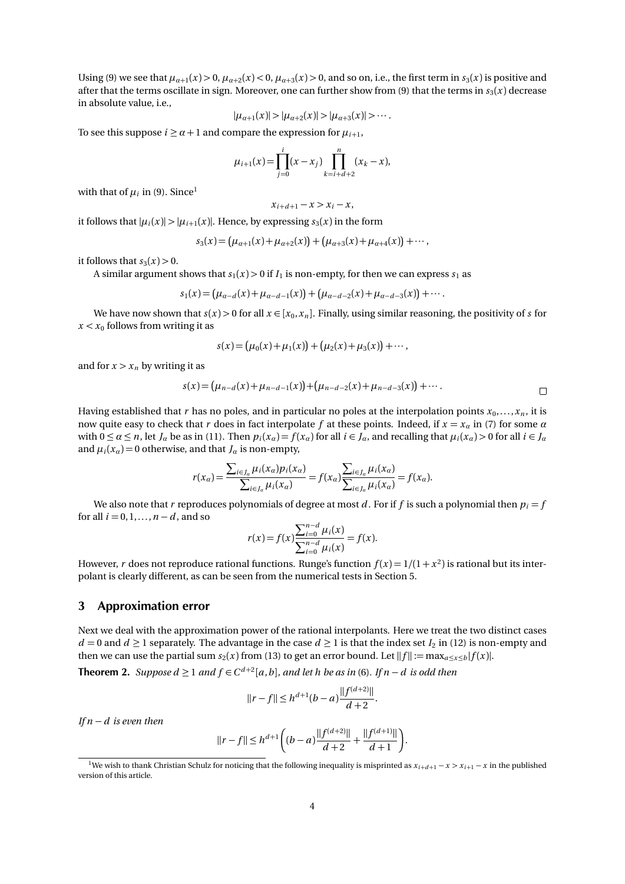Using (9) we see that $\mu_{\alpha+1}(x) > 0$, $\mu_{\alpha+2}(x) < 0$, $\mu_{\alpha+3}(x) > 0$, and so on, i.e., the first term in $s_3(x)$ is positive and after that the terms oscillate in sign. Moreover, one can further show from (9) that the terms in $s_3(x)$ decrease in absolute value, i.e.,

$$|\mu_{\alpha+1}(x)| > |\mu_{\alpha+2}(x)| > |\mu_{\alpha+3}(x)| > \cdots.$$

To see this suppose $i \geq \alpha+1$ and compare the expression for $\mu_{i+1}$,

$$\mu_{i+1}(x) = \prod_{j=0}^{i}(x - x_j) \prod_{k=i+d+2}^{n}(x_k - x),$$

with that of $\mu_i$ in (9). Since[1]

$$x_{i+d+1} - x > x_i - x,$$

it follows that $|\mu_i(x)| > |\mu_{i+1}(x)|$. Hence, by expressing $s_3(x)$ in the form

$$s_3(x) = \big(\mu_{\alpha+1}(x) + \mu_{\alpha+2}(x)\big) + \big(\mu_{\alpha+3}(x) + \mu_{\alpha+4}(x)\big) + \cdots,$$

it follows that $s_3(x) > 0$.

A similar argument shows that $s_1(x) > 0$ if $I_1$ is non-empty, for then we can express $s_1$ as

$$s_1(x) = \big(\mu_{\alpha-d}(x) + \mu_{\alpha-d-1}(x)\big) + \big(\mu_{\alpha-d-2}(x) + \mu_{\alpha-d-3}(x)\big) + \cdots.$$

We have now shown that $s(x) > 0$ for all $x \in [x_0, x_n]$. Finally, using similar reasoning, the positivity of $s$ for $x < x_0$ follows from writing it as

$$s(x) = \big(\mu_0(x) + \mu_1(x)\big) + \big(\mu_2(x) + \mu_3(x)\big) + \cdots,$$

and for $x > x_n$ by writing it as

$$s(x) = \big(\mu_{n-d}(x) + \mu_{n-d-1}(x)\big) + \big(\mu_{n-d-2}(x) + \mu_{n-d-3}(x)\big) + \cdots.$$

□

Having established that $r$ has no poles, and in particular no poles at the interpolation points $x_0, \ldots, x_n$, it is now quite easy to check that $r$ does in fact interpolate $f$ at these points. Indeed, if $x = x_\alpha$ in (7) for some $\alpha$ with $0 \leq \alpha \leq n$, let $J_\alpha$ be as in (11). Then $p_i(x_\alpha) = f(x_\alpha)$ for all $i \in J_\alpha$, and recalling that $\mu_i(x_\alpha) > 0$ for all $i \in J_\alpha$ and $\mu_i(x_\alpha) = 0$ otherwise, and that $J_\alpha$ is non-empty,

$$r(x_\alpha) = \frac{\sum_{i\in J_\alpha} \mu_i(x_\alpha) p_i(x_\alpha)}{\sum_{i\in J_\alpha} \mu_i(x_\alpha)} = f(x_\alpha)\frac{\sum_{i\in J_\alpha} \mu_i(x_\alpha)}{\sum_{i\in J_\alpha} \mu_i(x_\alpha)} = f(x_\alpha).$$

We also note that $r$ reproduces polynomials of degree at most $d$. For if $f$ is such a polynomial then $p_i = f$ for all $i = 0, 1, \ldots, n-d$, and so

$$r(x) = f(x)\frac{\sum_{i=0}^{n-d} \mu_i(x)}{\sum_{i=0}^{n-d} \mu_i(x)} = f(x).$$

However, $r$ does not reproduce rational functions. Runge's function $f(x) = 1/(1+x^2)$ is rational but its interpolant is clearly different, as can be seen from the numerical tests in Section 5.

## 3 Approximation error

Next we deal with the approximation power of the rational interpolants. Here we treat the two distinct cases $d = 0$ and $d \geq 1$ separately. The advantage in the case $d \geq 1$ is that the index set $I_2$ in (12) is non-empty and then we can use the partial sum $s_2(x)$ from (13) to get an error bound. Let $\|f\| := \max_{a\leq x\leq b} |f(x)|$.

**Theorem 2.** *Suppose $d \geq 1$ and $f \in C^{d+2}[a,b]$, and let $h$ be as in (6). If $n-d$ is odd then*

$$\|r - f\| \leq h^{d+1}(b-a)\frac{\|f^{(d+2)}\|}{d+2}.$$

*If $n-d$ is even then*

$$\|r - f\| \leq h^{d+1}\left((b-a)\frac{\|f^{(d+2)}\|}{d+2} + \frac{\|f^{(d+1)}\|}{d+1}\right).$$

[1] We wish to thank Christian Schulz for noticing that the following inequality is misprinted as $x_{i+d+1} - x > x_{i+1} - x$ in the published version of this article.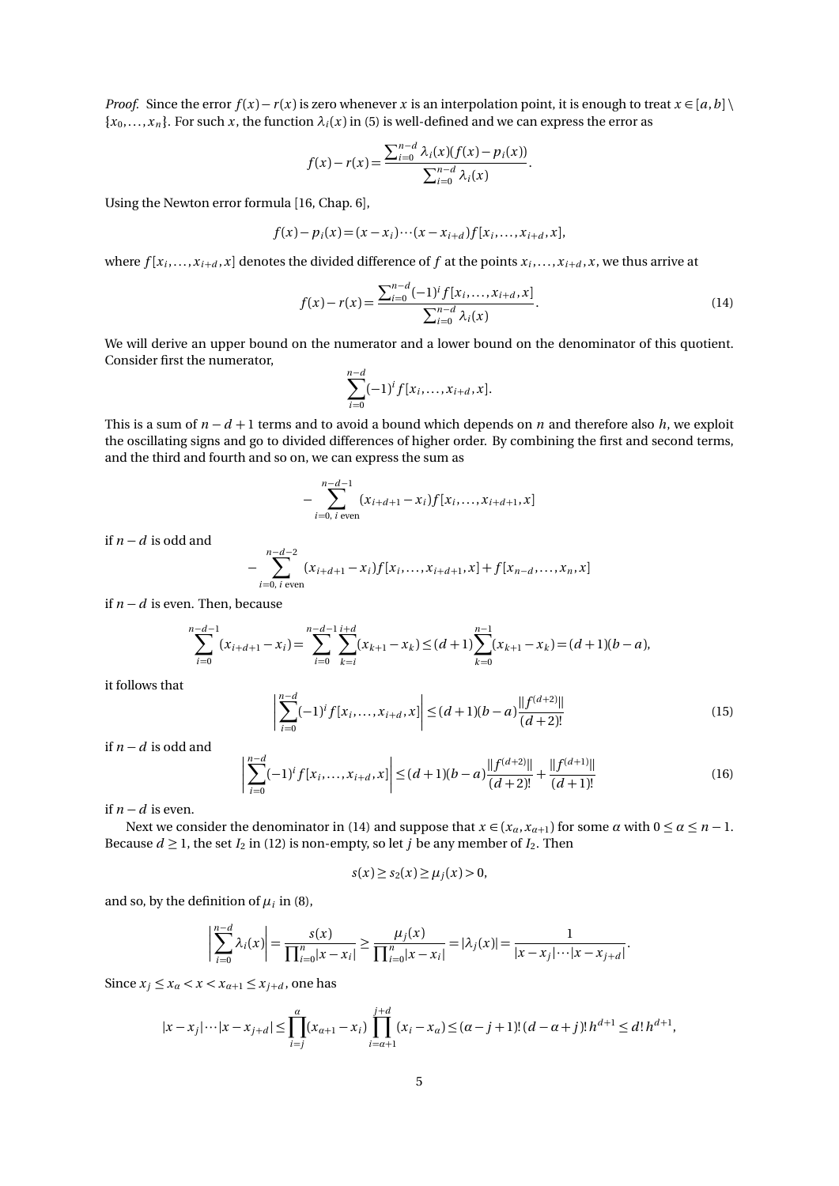*Proof.* Since the error $f(x) - r(x)$ is zero whenever $x$ is an interpolation point, it is enough to treat $x \in [a,b] \setminus \{x_0, \dots, x_n\}$. For such $x$, the function $\lambda_i(x)$ in (5) is well-defined and we can express the error as

$$f(x) - r(x) = \frac{\sum_{i=0}^{n-d} \lambda_i(x)(f(x) - p_i(x))}{\sum_{i=0}^{n-d} \lambda_i(x)}.$$

Using the Newton error formula [16, Chap. 6],

$$f(x) - p_i(x) = (x - x_i) \cdots (x - x_{i+d}) f[x_i, \dots, x_{i+d}, x],$$

where $f[x_i, \dots, x_{i+d}, x]$ denotes the divided difference of $f$ at the points $x_i, \dots, x_{i+d}, x$, we thus arrive at

$$f(x) - r(x) = \frac{\sum_{i=0}^{n-d} (-1)^i f[x_i, \dots, x_{i+d}, x]}{\sum_{i=0}^{n-d} \lambda_i(x)}. \tag{14}$$

We will derive an upper bound on the numerator and a lower bound on the denominator of this quotient. Consider first the numerator,

$$\sum_{i=0}^{n-d} (-1)^i f[x_i, \dots, x_{i+d}, x].$$

This is a sum of $n - d + 1$ terms and to avoid a bound which depends on $n$ and therefore also $h$, we exploit the oscillating signs and go to divided differences of higher order. By combining the first and second terms, and the third and fourth and so on, we can express the sum as

$$-\sum_{i=0,\ i \text{ even}}^{n-d-1} (x_{i+d+1} - x_i) f[x_i, \dots, x_{i+d+1}, x]$$

if $n - d$ is odd and

$$-\sum_{i=0,\ i \text{ even}}^{n-d-2} (x_{i+d+1} - x_i) f[x_i, \dots, x_{i+d+1}, x] + f[x_{n-d}, \dots, x_n, x]$$

if $n - d$ is even. Then, because

$$\sum_{i=0}^{n-d-1} (x_{i+d+1} - x_i) = \sum_{i=0}^{n-d-1} \sum_{k=i}^{i+d} (x_{k+1} - x_k) \le (d+1) \sum_{k=0}^{n-1} (x_{k+1} - x_k) = (d+1)(b-a),$$

it follows that

$$\left| \sum_{i=0}^{n-d} (-1)^i f[x_i, \dots, x_{i+d}, x] \right| \le (d+1)(b-a) \frac{\|f^{(d+2)}\|}{(d+2)!} \tag{15}$$

if $n - d$ is odd and

$$\left| \sum_{i=0}^{n-d} (-1)^i f[x_i, \dots, x_{i+d}, x] \right| \le (d+1)(b-a) \frac{\|f^{(d+2)}\|}{(d+2)!} + \frac{\|f^{(d+1)}\|}{(d+1)!} \tag{16}$$

if $n - d$ is even.

Next we consider the denominator in (14) and suppose that $x \in (x_\alpha, x_{\alpha+1})$ for some $\alpha$ with $0 \le \alpha \le n-1$. Because $d \ge 1$, the set $I_2$ in (12) is non-empty, so let $j$ be any member of $I_2$. Then

$$s(x) \ge s_2(x) \ge \mu_j(x) > 0,$$

and so, by the definition of $\mu_i$ in (8),

$$\left| \sum_{i=0}^{n-d} \lambda_i(x) \right| = \frac{s(x)}{\prod_{i=0}^{n} |x - x_i|} \ge \frac{\mu_j(x)}{\prod_{i=0}^{n} |x - x_i|} = |\lambda_j(x)| = \frac{1}{|x - x_j| \cdots |x - x_{j+d}|}.$$

Since $x_j \le x_\alpha < x < x_{\alpha+1} \le x_{j+d}$, one has

$$|x - x_j| \cdots |x - x_{j+d}| \le \prod_{i=j}^{\alpha} (x_{\alpha+1} - x_i) \prod_{i=\alpha+1}^{j+d} (x_i - x_\alpha) \le (\alpha - j + 1)!\,(d - \alpha + j)!\,h^{d+1} \le d!\,h^{d+1},$$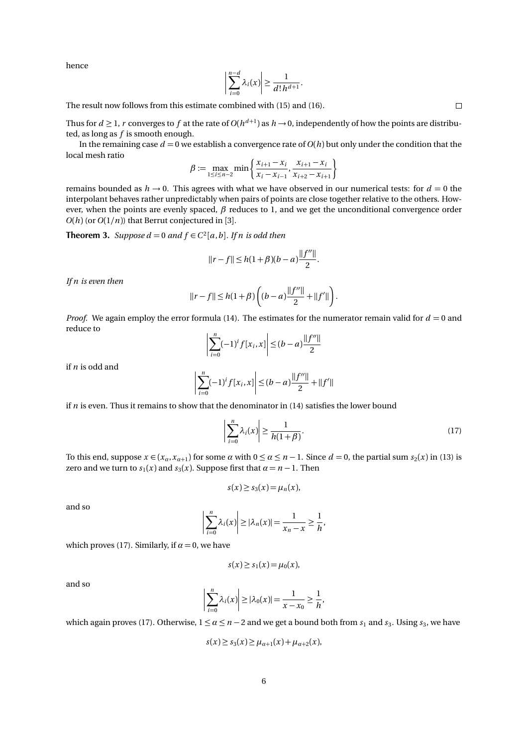hence

$$\left|\sum_{i=0}^{n-d}\lambda_i(x)\right| \geq \frac{1}{d!\,h^{d+1}}.$$

The result now follows from this estimate combined with (15) and (16). ◻

Thus for $d \geq 1$, $r$ converges to $f$ at the rate of $O(h^{d+1})$ as $h \to 0$, independently of how the points are distributed, as long as $f$ is smooth enough.

In the remaining case $d = 0$ we establish a convergence rate of $O(h)$ but only under the condition that the local mesh ratio

$$\beta := \max_{1\leq i\leq n-2} \min\left\{\frac{x_{i+1}-x_i}{x_i - x_{i-1}}, \frac{x_{i+1}-x_i}{x_{i+2}-x_{i+1}}\right\}$$

remains bounded as $h \to 0$. This agrees with what we have observed in our numerical tests: for $d = 0$ the interpolant behaves rather unpredictably when pairs of points are close together relative to the others. However, when the points are evenly spaced, $\beta$ reduces to 1, and we get the unconditional convergence order $O(h)$ (or $O(1/n)$) that Berrut conjectured in [3].

**Theorem 3.** *Suppose $d = 0$ and $f \in C^2[a,b]$. If $n$ is odd then*

$$\|r - f\| \leq h(1+\beta)(b-a)\frac{\|f''\|}{2}.$$

*If $n$ is even then*

$$\|r - f\| \leq h(1+\beta)\left((b-a)\frac{\|f''\|}{2} + \|f'\|\right).$$

*Proof.* We again employ the error formula (14). The estimates for the numerator remain valid for $d = 0$ and reduce to

$$\left|\sum_{i=0}^{n}(-1)^i f[x_i, x]\right| \leq (b-a)\frac{\|f''\|}{2}$$

if $n$ is odd and

$$\left|\sum_{i=0}^{n}(-1)^i f[x_i, x]\right| \leq (b-a)\frac{\|f''\|}{2} + \|f'\|$$

if $n$ is even. Thus it remains to show that the denominator in (14) satisfies the lower bound

$$\left|\sum_{i=0}^{n}\lambda_i(x)\right| \geq \frac{1}{h(1+\beta)}. \tag{17}$$

To this end, suppose $x \in (x_\alpha, x_{\alpha+1})$ for some $\alpha$ with $0 \leq \alpha \leq n-1$. Since $d = 0$, the partial sum $s_2(x)$ in (13) is zero and we turn to $s_1(x)$ and $s_3(x)$. Suppose first that $\alpha = n-1$. Then

$$s(x) \geq s_3(x) = \mu_n(x),$$

and so

$$\left|\sum_{i=0}^{n}\lambda_i(x)\right| \geq |\lambda_n(x)| = \frac{1}{x_n - x} \geq \frac{1}{h},$$

which proves (17). Similarly, if $\alpha = 0$, we have

$$s(x) \geq s_1(x) = \mu_0(x),$$

and so

$$\left|\sum_{i=0}^{n}\lambda_i(x)\right| \geq |\lambda_0(x)| = \frac{1}{x - x_0} \geq \frac{1}{h},$$

which again proves (17). Otherwise, $1 \leq \alpha \leq n-2$ and we get a bound both from $s_1$ and $s_3$. Using $s_3$, we have

$$s(x) \geq s_3(x) \geq \mu_{\alpha+1}(x) + \mu_{\alpha+2}(x),$$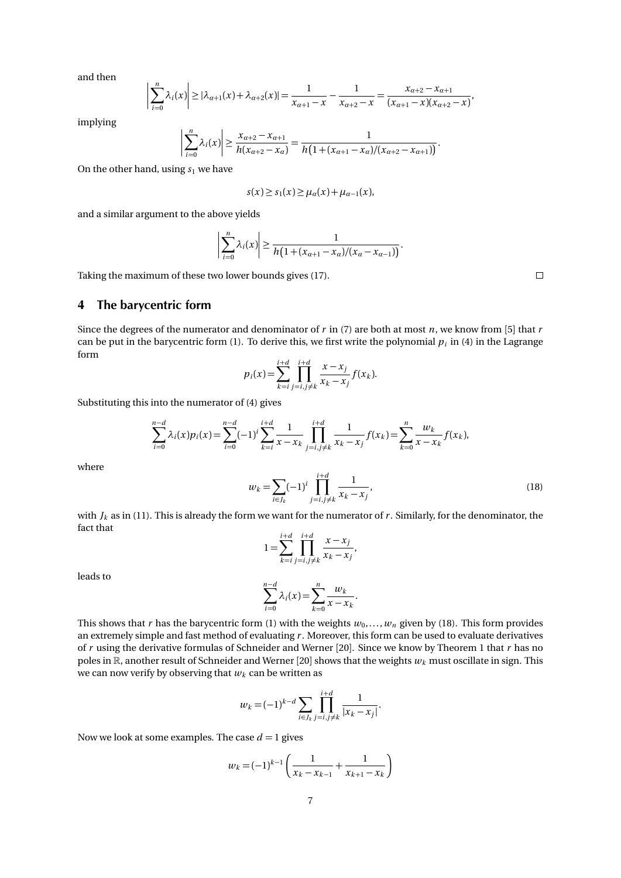and then

$$\left|\sum_{i=0}^{n} \lambda_i(x)\right| \geq |\lambda_{\alpha+1}(x) + \lambda_{\alpha+2}(x)| = \frac{1}{x_{\alpha+1} - x} - \frac{1}{x_{\alpha+2} - x} = \frac{x_{\alpha+2} - x_{\alpha+1}}{(x_{\alpha+1} - x)(x_{\alpha+2} - x)},$$

implying

$$\left|\sum_{i=0}^{n} \lambda_i(x)\right| \geq \frac{x_{\alpha+2} - x_{\alpha+1}}{h(x_{\alpha+2} - x_\alpha)} = \frac{1}{h\big(1 + (x_{\alpha+1} - x_\alpha)/(x_{\alpha+2} - x_{\alpha+1})\big)}.$$

On the other hand, using $s_1$ we have

$$s(x) \geq s_1(x) \geq \mu_\alpha(x) + \mu_{\alpha-1}(x),$$

and a similar argument to the above yields

$$\left|\sum_{i=0}^{n} \lambda_i(x)\right| \geq \frac{1}{h\big(1 + (x_{\alpha+1} - x_\alpha)/(x_\alpha - x_{\alpha-1})\big)}.$$

Taking the maximum of these two lower bounds gives (17). □

## 4 The barycentric form

Since the degrees of the numerator and denominator of $r$ in (7) are both at most $n$, we know from [5] that $r$ can be put in the barycentric form (1). To derive this, we first write the polynomial $p_i$ in (4) in the Lagrange form

$$p_i(x) = \sum_{k=i}^{i+d} \prod_{j=i, j\neq k}^{i+d} \frac{x - x_j}{x_k - x_j} f(x_k).$$

Substituting this into the numerator of (4) gives

$$\sum_{i=0}^{n-d} \lambda_i(x) p_i(x) = \sum_{i=0}^{n-d} (-1)^i \sum_{k=i}^{i+d} \frac{1}{x - x_k} \prod_{j=i, j\neq k}^{i+d} \frac{1}{x_k - x_j} f(x_k) = \sum_{k=0}^{n} \frac{w_k}{x - x_k} f(x_k),$$

where

$$w_k = \sum_{i \in J_k} (-1)^i \prod_{j=i, j\neq k}^{i+d} \frac{1}{x_k - x_j}, \tag{18}$$

with $J_k$ as in (11). This is already the form we want for the numerator of $r$. Similarly, for the denominator, the fact that

$$1 = \sum_{k=i}^{i+d} \prod_{j=i, j\neq k}^{i+d} \frac{x - x_j}{x_k - x_j},$$

leads to

$$\sum_{i=0}^{n-d} \lambda_i(x) = \sum_{k=0}^{n} \frac{w_k}{x - x_k}.$$

This shows that $r$ has the barycentric form (1) with the weights $w_0, \ldots, w_n$ given by (18). This form provides an extremely simple and fast method of evaluating $r$. Moreover, this form can be used to evaluate derivatives of $r$ using the derivative formulas of Schneider and Werner [20]. Since we know by Theorem 1 that $r$ has no poles in $\mathbb{R}$, another result of Schneider and Werner [20] shows that the weights $w_k$ must oscillate in sign. This we can now verify by observing that $w_k$ can be written as

$$w_k = (-1)^{k-d} \sum_{i \in J_k} \prod_{j=i, j\neq k}^{i+d} \frac{1}{|x_k - x_j|}.$$

Now we look at some examples. The case $d = 1$ gives

$$w_k = (-1)^{k-1} \left( \frac{1}{x_k - x_{k-1}} + \frac{1}{x_{k+1} - x_k} \right)$$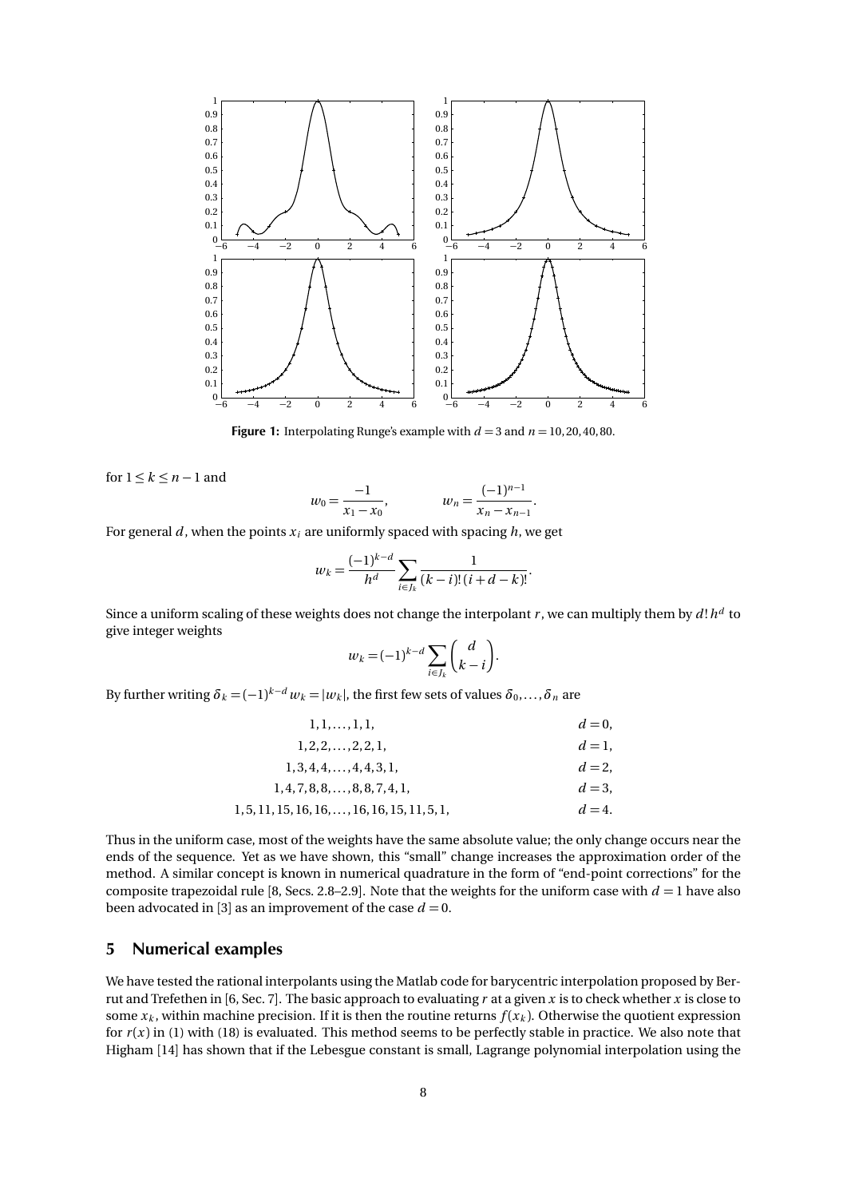**Figure 1:** Interpolating Runge's example with $d = 3$ and $n = 10, 20, 40, 80$.

for $1 \le k \le n-1$ and

$$w_0 = \frac{-1}{x_1 - x_0}, \qquad w_n = \frac{(-1)^{n-1}}{x_n - x_{n-1}}.$$

For general $d$, when the points $x_i$ are uniformly spaced with spacing $h$, we get

$$w_k = \frac{(-1)^{k-d}}{h^d} \sum_{i \in J_k} \frac{1}{(k-i)!\,(i+d-k)!}.$$

Since a uniform scaling of these weights does not change the interpolant $r$, we can multiply them by $d!\,h^d$ to give integer weights

$$w_k = (-1)^{k-d} \sum_{i \in J_k} \binom{d}{k-i}.$$

By further writing $\delta_k = (-1)^{k-d} w_k = |w_k|$, the first few sets of values $\delta_0, \dots, \delta_n$ are

$$
\begin{array}{ll}
1, 1, \dots, 1, 1, & d = 0, \\
1, 2, 2, \dots, 2, 2, 1, & d = 1, \\
1, 3, 4, 4, \dots, 4, 4, 3, 1, & d = 2, \\
1, 4, 7, 8, 8, \dots, 8, 8, 7, 4, 1, & d = 3, \\
1, 5, 11, 15, 16, 16, \dots, 16, 16, 15, 11, 5, 1, & d = 4.
\end{array}
$$

Thus in the uniform case, most of the weights have the same absolute value; the only change occurs near the ends of the sequence. Yet as we have shown, this "small" change increases the approximation order of the method. A similar concept is known in numerical quadrature in the form of "end-point corrections" for the composite trapezoidal rule [8, Secs. 2.8–2.9]. Note that the weights for the uniform case with $d = 1$ have also been advocated in [3] as an improvement of the case $d = 0$.

## 5 Numerical examples

We have tested the rational interpolants using the Matlab code for barycentric interpolation proposed by Berrut and Trefethen in [6, Sec. 7]. The basic approach to evaluating $r$ at a given $x$ is to check whether $x$ is close to some $x_k$, within machine precision. If it is then the routine returns $f(x_k)$. Otherwise the quotient expression for $r(x)$ in (1) with (18) is evaluated. This method seems to be perfectly stable in practice. We also note that Higham [14] has shown that if the Lebesgue constant is small, Lagrange polynomial interpolation using the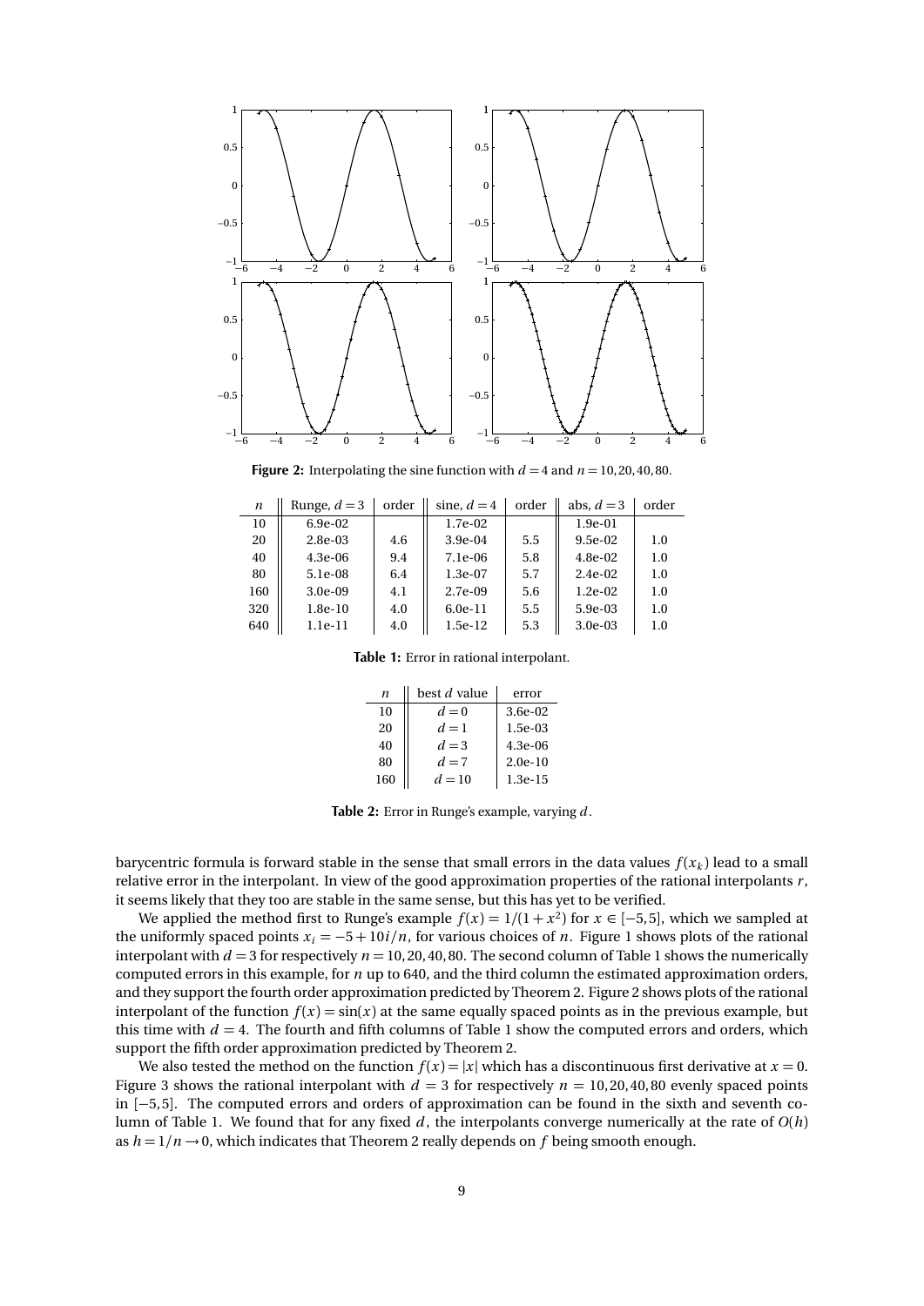**Figure 2:** Interpolating the sine function with $d = 4$ and $n = 10, 20, 40, 80$.

| $n$ | Runge, $d = 3$ | order | sine, $d = 4$ | order | abs, $d = 3$ | order |
|---|---|---|---|---|---|---|
| 10 | 6.9e-02 | | 1.7e-02 | | 1.9e-01 | |
| 20 | 2.8e-03 | 4.6 | 3.9e-04 | 5.5 | 9.5e-02 | 1.0 |
| 40 | 4.3e-06 | 9.4 | 7.1e-06 | 5.8 | 4.8e-02 | 1.0 |
| 80 | 5.1e-08 | 6.4 | 1.3e-07 | 5.7 | 2.4e-02 | 1.0 |
| 160 | 3.0e-09 | 4.1 | 2.7e-09 | 5.6 | 1.2e-02 | 1.0 |
| 320 | 1.8e-10 | 4.0 | 6.0e-11 | 5.5 | 5.9e-03 | 1.0 |
| 640 | 1.1e-11 | 4.0 | 1.5e-12 | 5.3 | 3.0e-03 | 1.0 |

**Table 1:** Error in rational interpolant.

| $n$ | best $d$ value | error |
|---|---|---|
| 10 | $d = 0$ | 3.6e-02 |
| 20 | $d = 1$ | 1.5e-03 |
| 40 | $d = 3$ | 4.3e-06 |
| 80 | $d = 7$ | 2.0e-10 |
| 160 | $d = 10$ | 1.3e-15 |

**Table 2:** Error in Runge's example, varying $d$.

barycentric formula is forward stable in the sense that small errors in the data values $f(x_k)$ lead to a small relative error in the interpolant. In view of the good approximation properties of the rational interpolants $r$, it seems likely that they too are stable in the same sense, but this has yet to be verified.

We applied the method first to Runge's example $f(x) = 1/(1 + x^2)$ for $x \in [-5, 5]$, which we sampled at the uniformly spaced points $x_i = -5 + 10i/n$, for various choices of $n$. Figure 1 shows plots of the rational interpolant with $d = 3$ for respectively $n = 10, 20, 40, 80$. The second column of Table 1 shows the numerically computed errors in this example, for $n$ up to 640, and the third column the estimated approximation orders, and they support the fourth order approximation predicted by Theorem 2. Figure 2 shows plots of the rational interpolant of the function $f(x) = \sin(x)$ at the same equally spaced points as in the previous example, but this time with $d = 4$. The fourth and fifth columns of Table 1 show the computed errors and orders, which support the fifth order approximation predicted by Theorem 2.

We also tested the method on the function $f(x) = |x|$ which has a discontinuous first derivative at $x = 0$. Figure 3 shows the rational interpolant with $d = 3$ for respectively $n = 10, 20, 40, 80$ evenly spaced points in $[-5, 5]$. The computed errors and orders of approximation can be found in the sixth and seventh column of Table 1. We found that for any fixed $d$, the interpolants converge numerically at the rate of $O(h)$ as $h = 1/n \to 0$, which indicates that Theorem 2 really depends on $f$ being smooth enough.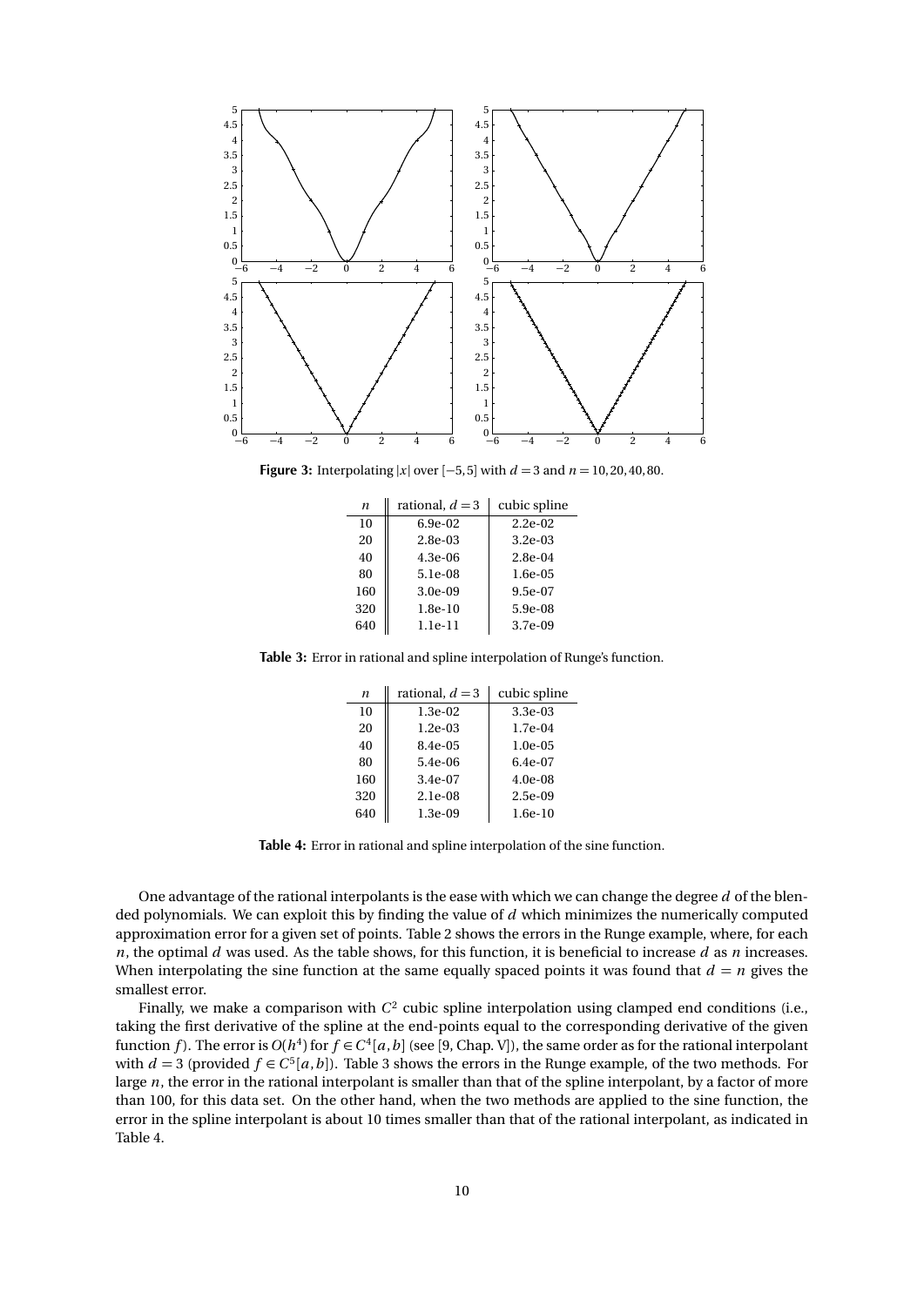**Figure 3:** Interpolating $|x|$ over $[-5,5]$ with $d = 3$ and $n = 10, 20, 40, 80$.

| $n$ | rational, $d = 3$ | cubic spline |
|---|---|---|
| 10 | 6.9e-02 | 2.2e-02 |
| 20 | 2.8e-03 | 3.2e-03 |
| 40 | 4.3e-06 | 2.8e-04 |
| 80 | 5.1e-08 | 1.6e-05 |
| 160 | 3.0e-09 | 9.5e-07 |
| 320 | 1.8e-10 | 5.9e-08 |
| 640 | 1.1e-11 | 3.7e-09 |

**Table 3:** Error in rational and spline interpolation of Runge's function.

| $n$ | rational, $d = 3$ | cubic spline |
|---|---|---|
| 10 | 1.3e-02 | 3.3e-03 |
| 20 | 1.2e-03 | 1.7e-04 |
| 40 | 8.4e-05 | 1.0e-05 |
| 80 | 5.4e-06 | 6.4e-07 |
| 160 | 3.4e-07 | 4.0e-08 |
| 320 | 2.1e-08 | 2.5e-09 |
| 640 | 1.3e-09 | 1.6e-10 |

**Table 4:** Error in rational and spline interpolation of the sine function.

One advantage of the rational interpolants is the ease with which we can change the degree $d$ of the blended polynomials. We can exploit this by finding the value of $d$ which minimizes the numerically computed approximation error for a given set of points. Table 2 shows the errors in the Runge example, where, for each $n$, the optimal $d$ was used. As the table shows, for this function, it is beneficial to increase $d$ as $n$ increases. When interpolating the sine function at the same equally spaced points it was found that $d = n$ gives the smallest error.

Finally, we make a comparison with $C^2$ cubic spline interpolation using clamped end conditions (i.e., taking the first derivative of the spline at the end-points equal to the corresponding derivative of the given function $f$). The error is $O(h^4)$ for $f \in C^4[a,b]$ (see [9, Chap. V]), the same order as for the rational interpolant with $d = 3$ (provided $f \in C^5[a,b]$). Table 3 shows the errors in the Runge example, of the two methods. For large $n$, the error in the rational interpolant is smaller than that of the spline interpolant, by a factor of more than 100, for this data set. On the other hand, when the two methods are applied to the sine function, the error in the spline interpolant is about 10 times smaller than that of the rational interpolant, as indicated in Table 4.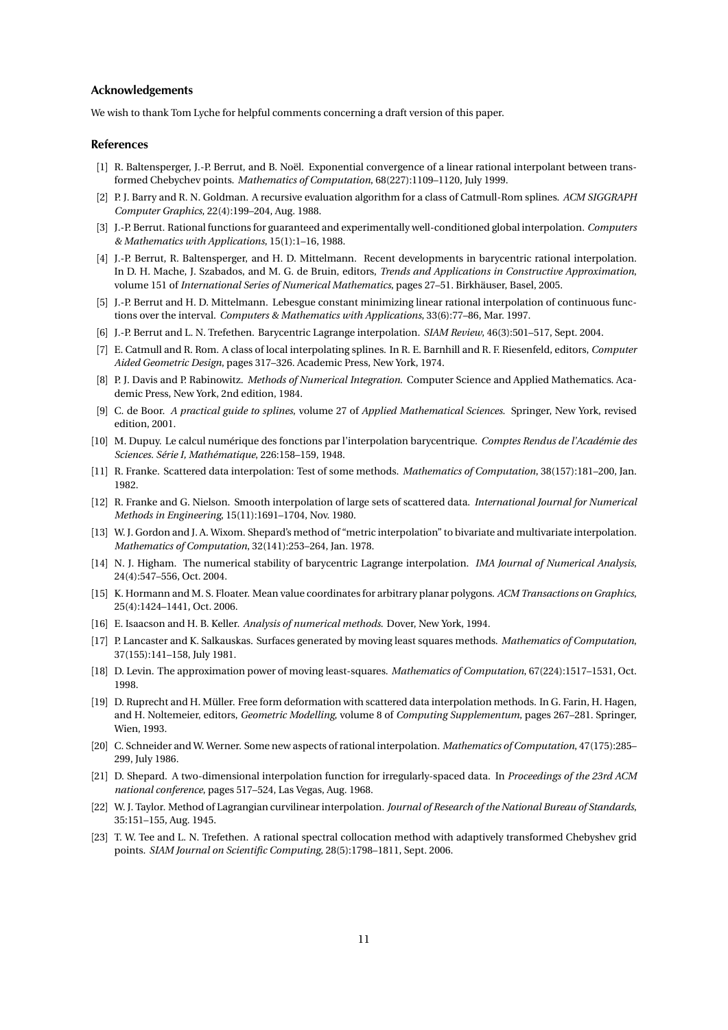### Acknowledgements

We wish to thank Tom Lyche for helpful comments concerning a draft version of this paper.

### References

[1] R. Baltensperger, J.-P. Berrut, and B. Noël. Exponential convergence of a linear rational interpolant between transformed Chebychev points. *Mathematics of Computation*, 68(227):1109–1120, July 1999.

[2] P. J. Barry and R. N. Goldman. A recursive evaluation algorithm for a class of Catmull-Rom splines. *ACM SIGGRAPH Computer Graphics*, 22(4):199–204, Aug. 1988.

[3] J.-P. Berrut. Rational functions for guaranteed and experimentally well-conditioned global interpolation. *Computers & Mathematics with Applications*, 15(1):1–16, 1988.

[4] J.-P. Berrut, R. Baltensperger, and H. D. Mittelmann. Recent developments in barycentric rational interpolation. In D. H. Mache, J. Szabados, and M. G. de Bruin, editors, *Trends and Applications in Constructive Approximation*, volume 151 of *International Series of Numerical Mathematics*, pages 27–51. Birkhäuser, Basel, 2005.

[5] J.-P. Berrut and H. D. Mittelmann. Lebesgue constant minimizing linear rational interpolation of continuous functions over the interval. *Computers & Mathematics with Applications*, 33(6):77–86, Mar. 1997.

[6] J.-P. Berrut and L. N. Trefethen. Barycentric Lagrange interpolation. *SIAM Review*, 46(3):501–517, Sept. 2004.

[7] E. Catmull and R. Rom. A class of local interpolating splines. In R. E. Barnhill and R. F. Riesenfeld, editors, *Computer Aided Geometric Design*, pages 317–326. Academic Press, New York, 1974.

[8] P. J. Davis and P. Rabinowitz. *Methods of Numerical Integration*. Computer Science and Applied Mathematics. Academic Press, New York, 2nd edition, 1984.

[9] C. de Boor. *A practical guide to splines*, volume 27 of *Applied Mathematical Sciences*. Springer, New York, revised edition, 2001.

[10] M. Dupuy. Le calcul numérique des fonctions par l'interpolation barycentrique. *Comptes Rendus de l'Académie des Sciences. Série I, Mathématique*, 226:158–159, 1948.

[11] R. Franke. Scattered data interpolation: Test of some methods. *Mathematics of Computation*, 38(157):181–200, Jan. 1982.

[12] R. Franke and G. Nielson. Smooth interpolation of large sets of scattered data. *International Journal for Numerical Methods in Engineering*, 15(11):1691–1704, Nov. 1980.

[13] W. J. Gordon and J. A. Wixom. Shepard's method of "metric interpolation" to bivariate and multivariate interpolation. *Mathematics of Computation*, 32(141):253–264, Jan. 1978.

[14] N. J. Higham. The numerical stability of barycentric Lagrange interpolation. *IMA Journal of Numerical Analysis*, 24(4):547–556, Oct. 2004.

[15] K. Hormann and M. S. Floater. Mean value coordinates for arbitrary planar polygons. *ACM Transactions on Graphics*, 25(4):1424–1441, Oct. 2006.

[16] E. Isaacson and H. B. Keller. *Analysis of numerical methods*. Dover, New York, 1994.

[17] P. Lancaster and K. Salkauskas. Surfaces generated by moving least squares methods. *Mathematics of Computation*, 37(155):141–158, July 1981.

[18] D. Levin. The approximation power of moving least-squares. *Mathematics of Computation*, 67(224):1517–1531, Oct. 1998.

[19] D. Ruprecht and H. Müller. Free form deformation with scattered data interpolation methods. In G. Farin, H. Hagen, and H. Noltemeier, editors, *Geometric Modelling*, volume 8 of *Computing Supplementum*, pages 267–281. Springer, Wien, 1993.

[20] C. Schneider and W. Werner. Some new aspects of rational interpolation. *Mathematics of Computation*, 47(175):285–299, July 1986.

[21] D. Shepard. A two-dimensional interpolation function for irregularly-spaced data. In *Proceedings of the 23rd ACM national conference*, pages 517–524, Las Vegas, Aug. 1968.

[22] W. J. Taylor. Method of Lagrangian curvilinear interpolation. *Journal of Research of the National Bureau of Standards*, 35:151–155, Aug. 1945.

[23] T. W. Tee and L. N. Trefethen. A rational spectral collocation method with adaptively transformed Chebyshev grid points. *SIAM Journal on Scientific Computing*, 28(5):1798–1811, Sept. 2006.